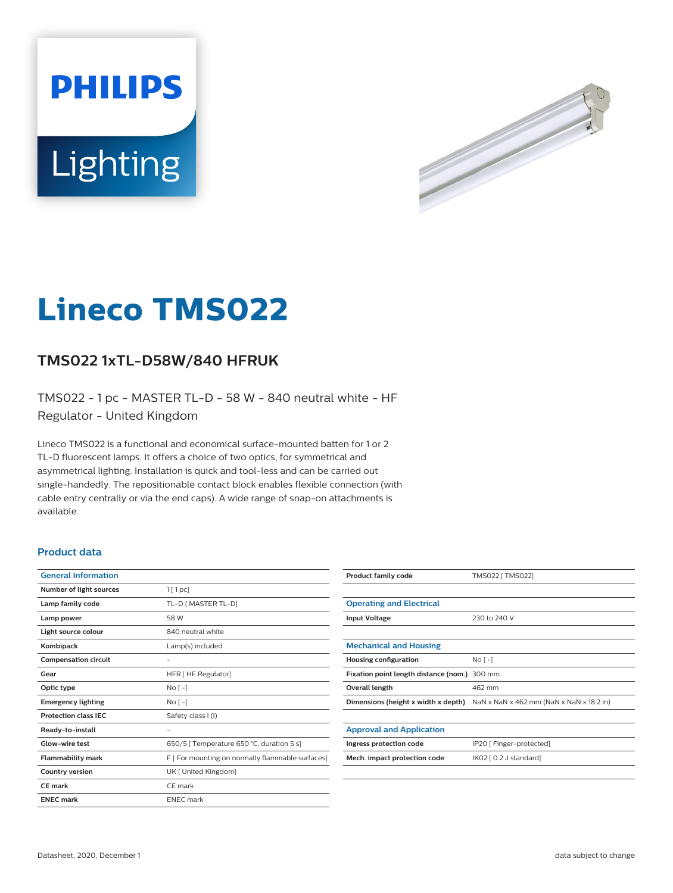# Lineco TMS022

## TMS022 1xTL-D58W/840 HFRUK

TMS022 - 1 pc - MASTER TL-D - 58 W - 840 neutral white - HF Regulator - United Kingdom

Lineco TMS022 is a functional and economical surface-mounted batten for 1 or 2 TL-D fluorescent lamps. It offers a choice of two optics, for symmetrical and asymmetrical lighting. Installation is quick and tool-less and can be carried out single-handedly. The repositionable contact block enables flexible connection (with cable entry centrally or via the end caps). A wide range of snap-on attachments is available.

### Product data

| General Information | |
|---|---|
| Number of light sources | 1 [ 1 pc] |
| Lamp family code | TL-D [ MASTER TL-D] |
| Lamp power | 58 W |
| Light source colour | 840 neutral white |
| Kombipack | Lamp(s) included |
| Compensation circuit | - |
| Gear | HFR [ HF Regulator] |
| Optic type | No [ -] |
| Emergency lighting | No [ -] |
| Protection class IEC | Safety class I (I) |
| Ready-to-install | - |
| Glow-wire test | 650/5 [ Temperature 650 °C, duration 5 s] |
| Flammability mark | F [ For mounting on normally flammable surfaces] |
| Country version | UK [ United Kingdom] |
| CE mark | CE mark |
| ENEC mark | ENEC mark |

| | |
|---|---|
| Product family code | TMS022 [ TMS022] |

| Operating and Electrical | |
|---|---|
| Input Voltage | 230 to 240 V |

| Mechanical and Housing | |
|---|---|
| Housing configuration | No [ -] |
| Fixation point length distance (nom.) | 300 mm |
| Overall length | 462 mm |
| Dimensions (height x width x depth) | NaN x NaN x 462 mm (NaN x NaN x 18.2 in) |

| Approval and Application | |
|---|---|
| Ingress protection code | IP20 [ Finger-protected] |
| Mech. impact protection code | IK02 [ 0.2 J standard] |

Datasheet, 2020, December 1 data subject to change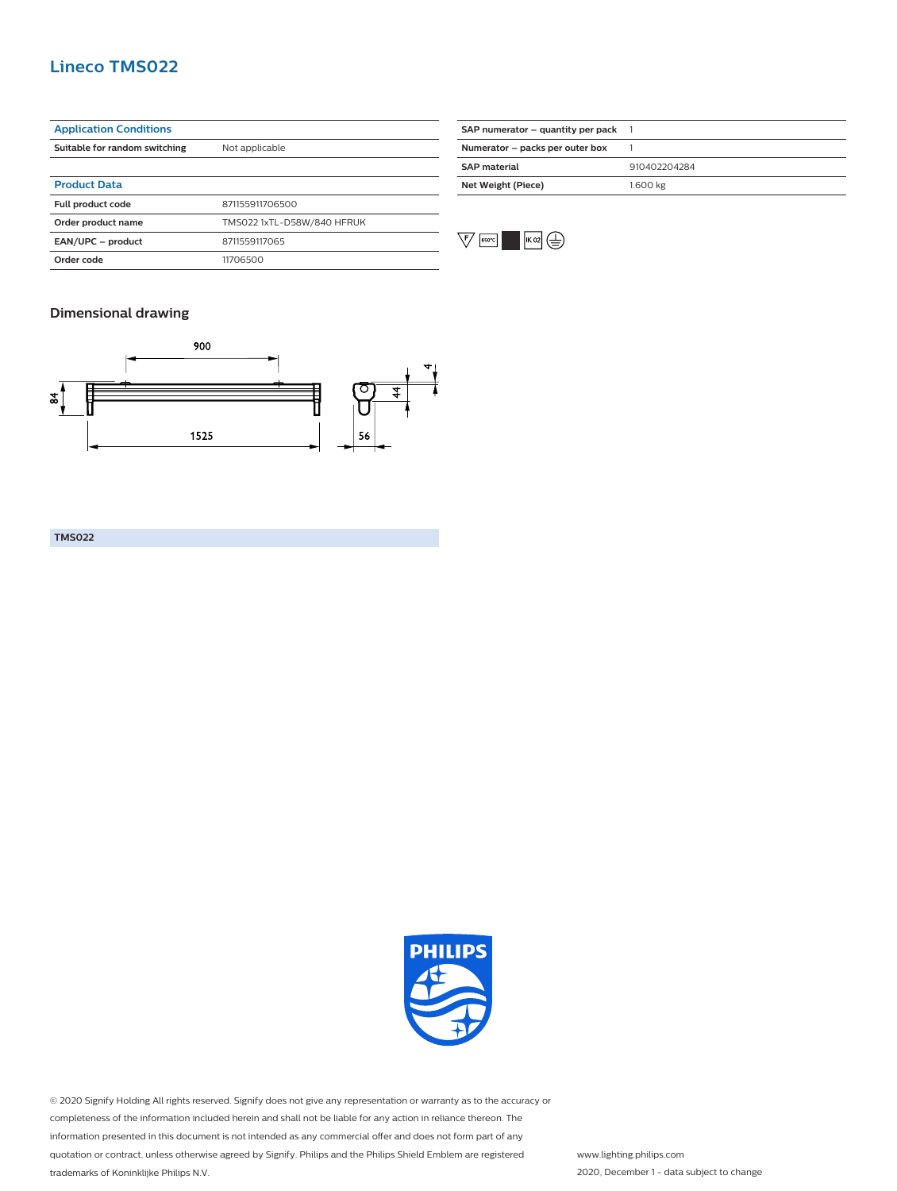# Lineco TMS022

| Application Conditions | |
|---|---|
| Suitable for random switching | Not applicable |

| Product Data | |
|---|---|
| Full product code | 871155911706500 |
| Order product name | TMS022 1xTL-D58W/840 HFRUK |
| EAN/UPC – product | 8711559117065 |
| Order code | 11706500 |

| | |
|---|---|
| SAP numerator – quantity per pack | 1 |
| Numerator – packs per outer box | 1 |
| SAP material | 910402204284 |
| Net Weight (Piece) | 1.600 kg |

F 650°C IK 02

## Dimensional drawing

900

84

1525

44

4

56

**TMS022**

© 2020 Signify Holding All rights reserved. Signify does not give any representation or warranty as to the accuracy or completeness of the information included herein and shall not be liable for any action in reliance thereon. The information presented in this document is not intended as any commercial offer and does not form part of any quotation or contract, unless otherwise agreed by Signify. Philips and the Philips Shield Emblem are registered trademarks of Koninklijke Philips N.V.

www.lighting.philips.com

2020, December 1 - data subject to change